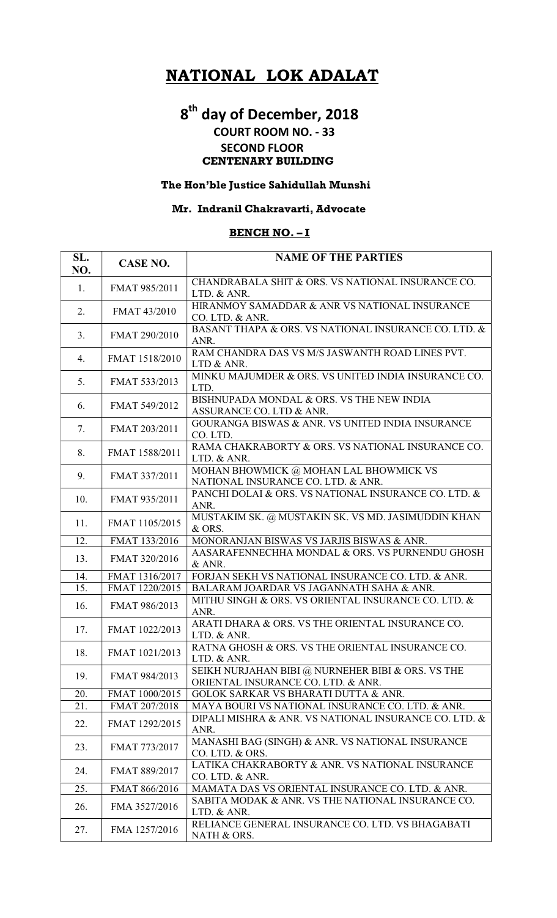# NATIONAL LOK ADALAT

## 8th day of December, 2018

### COURT ROOM NO. - 33
### SECOND FLOOR
### CENTENARY BUILDING

**The Hon'ble Justice Sahidullah Munshi**

**Mr. Indranil Chakravarti, Advocate**

**BENCH NO. – I**

| SL. NO. | CASE NO. | NAME OF THE PARTIES |
|---|---|---|
| 1. | FMAT 985/2011 | CHANDRABALA SHIT & ORS. VS NATIONAL INSURANCE CO. LTD. & ANR. |
| 2. | FMAT 43/2010 | HIRANMOY SAMADDAR & ANR VS NATIONAL INSURANCE CO. LTD. & ANR. |
| 3. | FMAT 290/2010 | BASANT THAPA & ORS. VS NATIONAL INSURANCE CO. LTD. & ANR. |
| 4. | FMAT 1518/2010 | RAM CHANDRA DAS VS M/S JASWANTH ROAD LINES PVT. LTD & ANR. |
| 5. | FMAT 533/2013 | MINKU MAJUMDER & ORS. VS UNITED INDIA INSURANCE CO. LTD. |
| 6. | FMAT 549/2012 | BISHNUPADA MONDAL & ORS. VS THE NEW INDIA ASSURANCE CO. LTD & ANR. |
| 7. | FMAT 203/2011 | GOURANGA BISWAS & ANR. VS UNITED INDIA INSURANCE CO. LTD. |
| 8. | FMAT 1588/2011 | RAMA CHAKRABORTY & ORS. VS NATIONAL INSURANCE CO. LTD. & ANR. |
| 9. | FMAT 337/2011 | MOHAN BHOWMICK @ MOHAN LAL BHOWMICK VS NATIONAL INSURANCE CO. LTD. & ANR. |
| 10. | FMAT 935/2011 | PANCHI DOLAI & ORS. VS NATIONAL INSURANCE CO. LTD. & ANR. |
| 11. | FMAT 1105/2015 | MUSTAKIM SK. @ MUSTAKIN SK. VS MD. JASIMUDDIN KHAN & ORS. |
| 12. | FMAT 133/2016 | MONORANJAN BISWAS VS JARJIS BISWAS & ANR. |
| 13. | FMAT 320/2016 | AASARAFENNECHHA MONDAL & ORS. VS PURNENDU GHOSH & ANR. |
| 14. | FMAT 1316/2017 | FORJAN SEKH VS NATIONAL INSURANCE CO. LTD. & ANR. |
| 15. | FMAT 1220/2015 | BALARAM JOARDAR VS JAGANNATH SAHA & ANR. |
| 16. | FMAT 986/2013 | MITHU SINGH & ORS. VS ORIENTAL INSURANCE CO. LTD. & ANR. |
| 17. | FMAT 1022/2013 | ARATI DHARA & ORS. VS THE ORIENTAL INSURANCE CO. LTD. & ANR. |
| 18. | FMAT 1021/2013 | RATNA GHOSH & ORS. VS THE ORIENTAL INSURANCE CO. LTD. & ANR. |
| 19. | FMAT 984/2013 | SEIKH NURJAHAN BIBI @ NURNEHER BIBI & ORS. VS THE ORIENTAL INSURANCE CO. LTD. & ANR. |
| 20. | FMAT 1000/2015 | GOLOK SARKAR VS BHARATI DUTTA & ANR. |
| 21. | FMAT 207/2018 | MAYA BOURI VS NATIONAL INSURANCE CO. LTD. & ANR. |
| 22. | FMAT 1292/2015 | DIPALI MISHRA & ANR. VS NATIONAL INSURANCE CO. LTD. & ANR. |
| 23. | FMAT 773/2017 | MANASHI BAG (SINGH) & ANR. VS NATIONAL INSURANCE CO. LTD. & ORS. |
| 24. | FMAT 889/2017 | LATIKA CHAKRABORTY & ANR. VS NATIONAL INSURANCE CO. LTD. & ANR. |
| 25. | FMAT 866/2016 | MAMATA DAS VS ORIENTAL INSURANCE CO. LTD. & ANR. |
| 26. | FMA 3527/2016 | SABITA MODAK & ANR. VS THE NATIONAL INSURANCE CO. LTD. & ANR. |
| 27. | FMA 1257/2016 | RELIANCE GENERAL INSURANCE CO. LTD. VS BHAGABATI NATH & ORS. |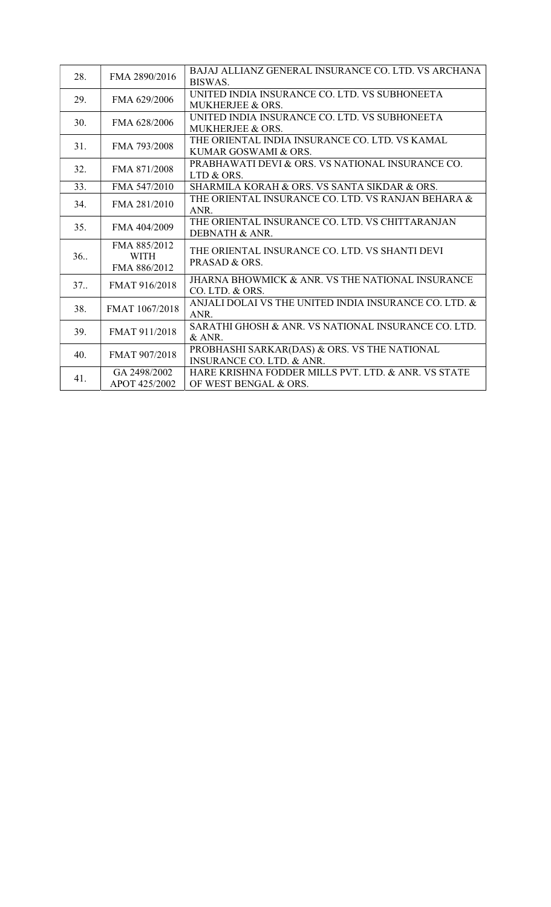| | | |
|---|---|---|
| 28. | FMA 2890/2016 | BAJAJ ALLIANZ GENERAL INSURANCE CO. LTD. VS ARCHANA BISWAS. |
| 29. | FMA 629/2006 | UNITED INDIA INSURANCE CO. LTD. VS SUBHONEETA MUKHERJEE & ORS. |
| 30. | FMA 628/2006 | UNITED INDIA INSURANCE CO. LTD. VS SUBHONEETA MUKHERJEE & ORS. |
| 31. | FMA 793/2008 | THE ORIENTAL INDIA INSURANCE CO. LTD. VS KAMAL KUMAR GOSWAMI & ORS. |
| 32. | FMA 871/2008 | PRABHAWATI DEVI & ORS. VS NATIONAL INSURANCE CO. LTD & ORS. |
| 33. | FMA 547/2010 | SHARMILA KORAH & ORS. VS SANTA SIKDAR & ORS. |
| 34. | FMA 281/2010 | THE ORIENTAL INSURANCE CO. LTD. VS RANJAN BEHARA & ANR. |
| 35. | FMA 404/2009 | THE ORIENTAL INSURANCE CO. LTD. VS CHITTARANJAN DEBNATH & ANR. |
| 36.. | FMA 885/2012 WITH FMA 886/2012 | THE ORIENTAL INSURANCE CO. LTD. VS SHANTI DEVI PRASAD & ORS. |
| 37.. | FMAT 916/2018 | JHARNA BHOWMICK & ANR. VS THE NATIONAL INSURANCE CO. LTD. & ORS. |
| 38. | FMAT 1067/2018 | ANJALI DOLAI VS THE UNITED INDIA INSURANCE CO. LTD. & ANR. |
| 39. | FMAT 911/2018 | SARATHI GHOSH & ANR. VS NATIONAL INSURANCE CO. LTD. & ANR. |
| 40. | FMAT 907/2018 | PROBHASHI SARKAR(DAS) & ORS. VS THE NATIONAL INSURANCE CO. LTD. & ANR. |
| 41. | GA 2498/2002 APOT 425/2002 | HARE KRISHNA FODDER MILLS PVT. LTD. & ANR. VS STATE OF WEST BENGAL & ORS. |